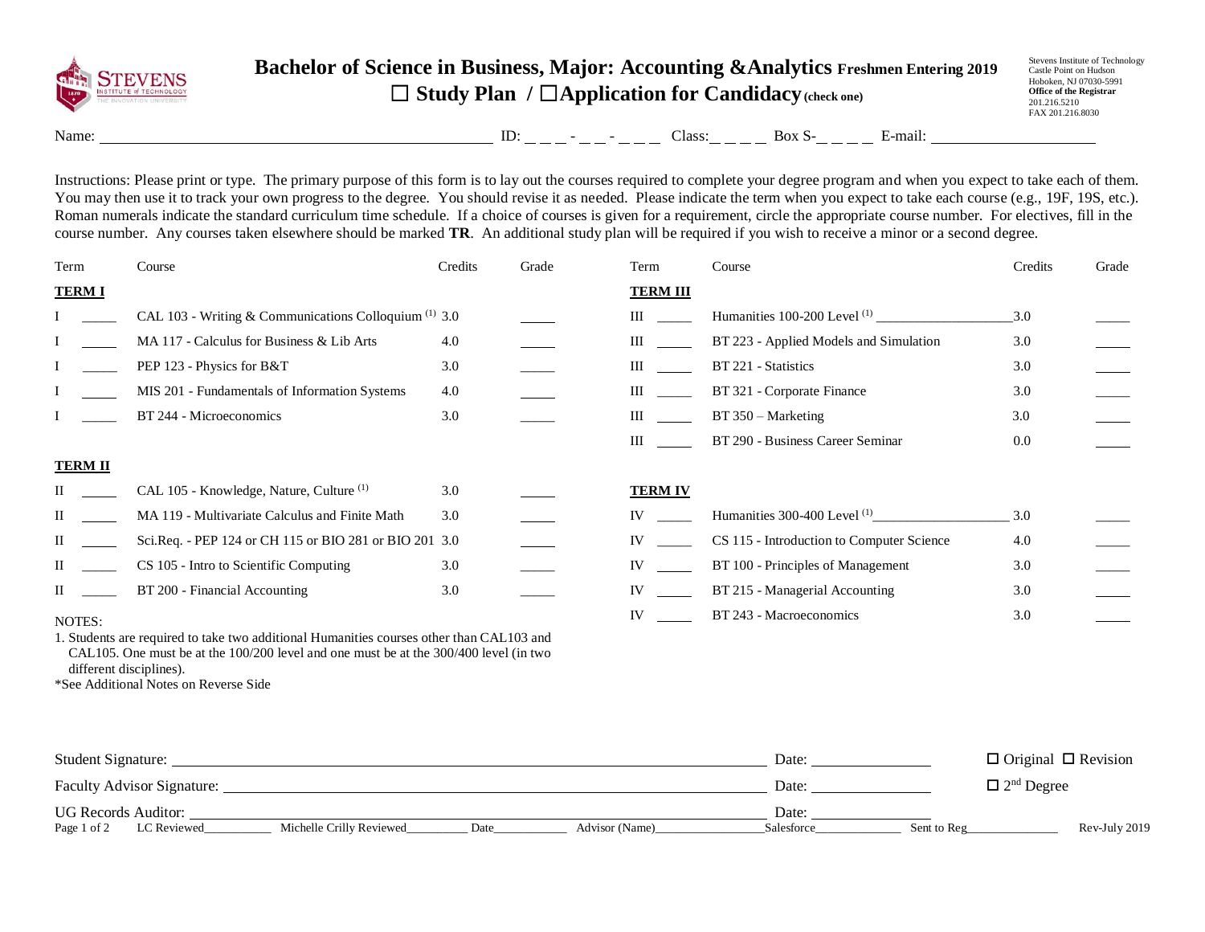# Bachelor of Science in Business, Major: Accounting & Analytics Freshmen Entering 2019

☐ Study Plan / ☐ Application for Candidacy (check one)

Stevens Institute of Technology
Castle Point on Hudson
Hoboken, NJ 07030-5991
**Office of the Registrar**
201.216.5210
FAX 201.216.8030

Name: ______________________ ID: _ _ _ - _ _ - _ _ _ Class: _ _ _ _ Box S- _ _ _ _ E-mail: ______________

Instructions: Please print or type. The primary purpose of this form is to lay out the courses required to complete your degree program and when you expect to take each of them. You may then use it to track your own progress to the degree. You should revise it as needed. Please indicate the term when you expect to take each course (e.g., 19F, 19S, etc.). Roman numerals indicate the standard curriculum time schedule. If a choice of courses is given for a requirement, circle the appropriate course number. For electives, fill in the course number. Any courses taken elsewhere should be marked **TR**. An additional study plan will be required if you wish to receive a minor or a second degree.

**TERM I**

| Term | | Course | Credits | Grade |
|---|---|---|---|---|
| I | _____ | CAL 103 - Writing & Communications Colloquium [1] | 3.0 | _____ |
| I | _____ | MA 117 - Calculus for Business & Lib Arts | 4.0 | _____ |
| I | _____ | PEP 123 - Physics for B&T | 3.0 | _____ |
| I | _____ | MIS 201 - Fundamentals of Information Systems | 4.0 | _____ |
| I | _____ | BT 244 - Microeconomics | 3.0 | _____ |

**TERM II**

| Term | | Course | Credits | Grade |
|---|---|---|---|---|
| II | _____ | CAL 105 - Knowledge, Nature, Culture [1] | 3.0 | _____ |
| II | _____ | MA 119 - Multivariate Calculus and Finite Math | 3.0 | _____ |
| II | _____ | Sci.Req. - PEP 124 or CH 115 or BIO 281 or BIO 201 | 3.0 | _____ |
| II | _____ | CS 105 - Intro to Scientific Computing | 3.0 | _____ |
| II | _____ | BT 200 - Financial Accounting | 3.0 | _____ |

NOTES:
1. Students are required to take two additional Humanities courses other than CAL103 and CAL105. One must be at the 100/200 level and one must be at the 300/400 level (in two different disciplines).

*See Additional Notes on Reverse Side

**TERM III**

| Term | | Course | Credits | Grade |
|---|---|---|---|---|
| III | _____ | Humanities 100-200 Level [1] ____________ | 3.0 | _____ |
| III | _____ | BT 223 - Applied Models and Simulation | 3.0 | _____ |
| III | _____ | BT 221 - Statistics | 3.0 | _____ |
| III | _____ | BT 321 - Corporate Finance | 3.0 | _____ |
| III | _____ | BT 350 – Marketing | 3.0 | _____ |
| III | _____ | BT 290 - Business Career Seminar | 0.0 | _____ |

**TERM IV**

| Term | | Course | Credits | Grade |
|---|---|---|---|---|
| IV | _____ | Humanities 300-400 Level [1] ____________ | 3.0 | _____ |
| IV | _____ | CS 115 - Introduction to Computer Science | 4.0 | _____ |
| IV | _____ | BT 100 - Principles of Management | 3.0 | _____ |
| IV | _____ | BT 215 - Managerial Accounting | 3.0 | _____ |
| IV | _____ | BT 243 - Macroeconomics | 3.0 | _____ |

Student Signature: ______________________ Date: __________ ☐ Original ☐ Revision

Faculty Advisor Signature: ______________________ Date: __________ ☐ 2nd Degree

UG Records Auditor: ______________________ Date: __________

LC Reviewed________ Michelle Crilly Reviewed________ Date________ Advisor (Name)____________ Salesforce__________ Sent to Reg__________ Rev-July 2019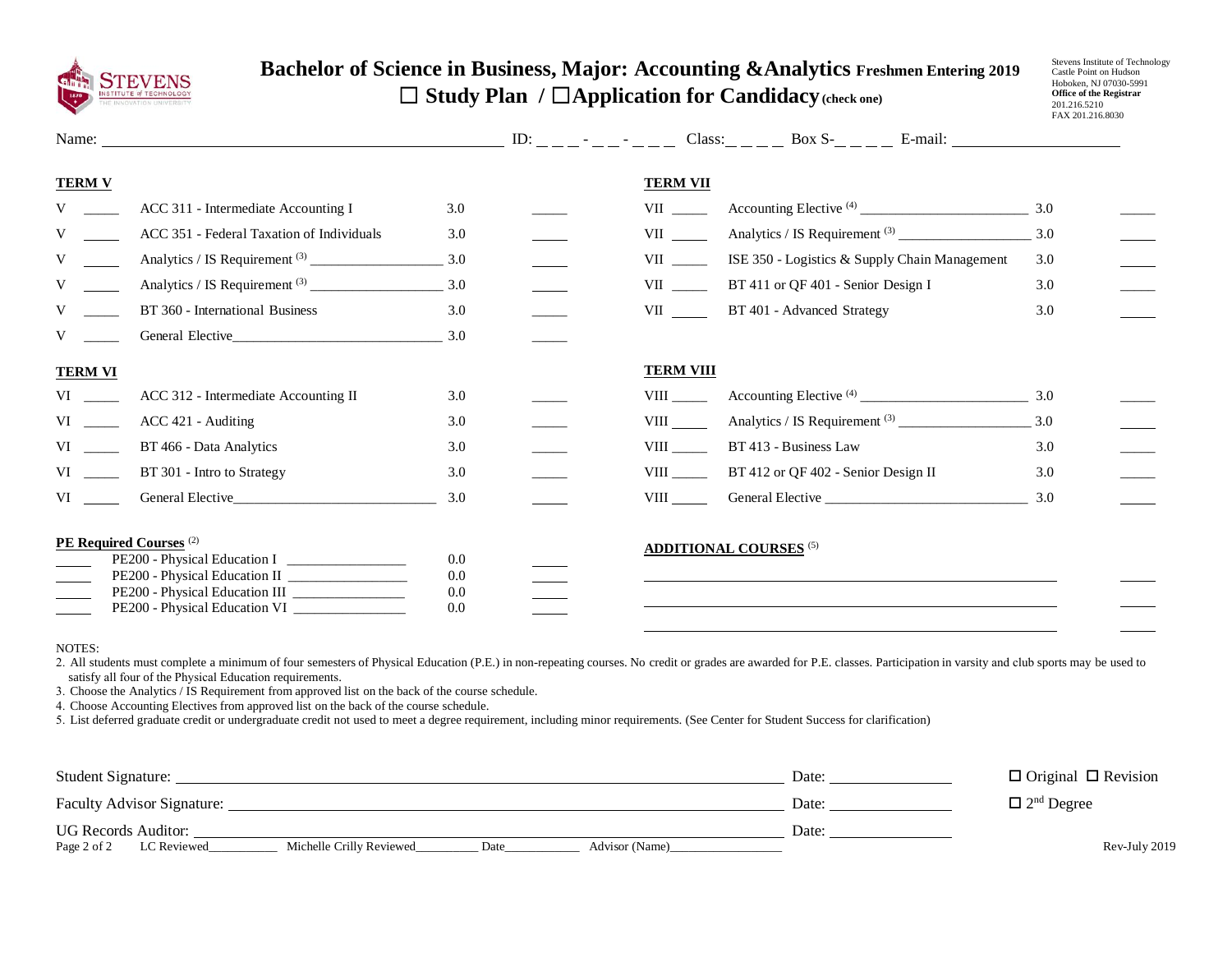# Bachelor of Science in Business, Major: Accounting & Analytics Freshmen Entering 2019

☐ Study Plan / ☐ Application for Candidacy (check one)

Stevens Institute of Technology
Castle Point on Hudson
Hoboken, NJ 07030-5991
**Office of the Registrar**
201.216.5210
FAX 201.216.8030

Name: ______________________ ID: _ _ _ - _ _ - _ _ _ Class: _ _ _ _ Box S- _ _ _ _ E-mail: ______________

**TERM V**

| | | | | |
|---|---|---|---|---|
| V | ____ | ACC 311 - Intermediate Accounting I | 3.0 | ____ |
| V | ____ | ACC 351 - Federal Taxation of Individuals | 3.0 | ____ |
| V | ____ | Analytics / IS Requirement (3) ____________ | 3.0 | ____ |
| V | ____ | Analytics / IS Requirement (3) ____________ | 3.0 | ____ |
| V | ____ | BT 360 - International Business | 3.0 | ____ |
| V | ____ | General Elective____________ | 3.0 | ____ |

**TERM VI**

| | | | | |
|---|---|---|---|---|
| VI | ____ | ACC 312 - Intermediate Accounting II | 3.0 | ____ |
| VI | ____ | ACC 421 - Auditing | 3.0 | ____ |
| VI | ____ | BT 466 - Data Analytics | 3.0 | ____ |
| VI | ____ | BT 301 - Intro to Strategy | 3.0 | ____ |
| VI | ____ | General Elective____________ | 3.0 | ____ |

**TERM VII**

| | | | | |
|---|---|---|---|---|
| VII | ____ | Accounting Elective (4) ____________ | 3.0 | ____ |
| VII | ____ | Analytics / IS Requirement (3) ____________ | 3.0 | ____ |
| VII | ____ | ISE 350 - Logistics & Supply Chain Management | 3.0 | ____ |
| VII | ____ | BT 411 or QF 401 - Senior Design I | 3.0 | ____ |
| VII | ____ | BT 401 - Advanced Strategy | 3.0 | ____ |

**TERM VIII**

| | | | | |
|---|---|---|---|---|
| VIII | ____ | Accounting Elective (4) ____________ | 3.0 | ____ |
| VIII | ____ | Analytics / IS Requirement (3) ____________ | 3.0 | ____ |
| VIII | ____ | BT 413 - Business Law | 3.0 | ____ |
| VIII | ____ | BT 412 or QF 402 - Senior Design II | 3.0 | ____ |
| VIII | ____ | General Elective ____________ | 3.0 | ____ |

**PE Required Courses** (2)

| | | | |
|---|---|---|---|
| ____ | PE200 - Physical Education I ____________ | 0.0 | ____ |
| ____ | PE200 - Physical Education II ____________ | 0.0 | ____ |
| ____ | PE200 - Physical Education III ____________ | 0.0 | ____ |
| ____ | PE200 - Physical Education VI ____________ | 0.0 | ____ |

**ADDITIONAL COURSES** (5)

______________________________________ ____

______________________________________ ____

______________________________________ ____

NOTES:

2. All students must complete a minimum of four semesters of Physical Education (P.E.) in non-repeating courses. No credit or grades are awarded for P.E. classes. Participation in varsity and club sports may be used to satisfy all four of the Physical Education requirements.
3. Choose the Analytics / IS Requirement from approved list on the back of the course schedule.
4. Choose Accounting Electives from approved list on the back of the course schedule.
5. List deferred graduate credit or undergraduate credit not used to meet a degree requirement, including minor requirements. (See Center for Student Success for clarification)

Student Signature: ______________________________ Date: ____________ ☐ Original ☐ Revision

Faculty Advisor Signature: ______________________________ Date: ____________ ☐ 2nd Degree

UG Records Auditor: ______________________________ Date: ____________

LC Reviewed__________ Michelle Crilly Reviewed__________ Date__________ Advisor (Name)______________

Rev-July 2019